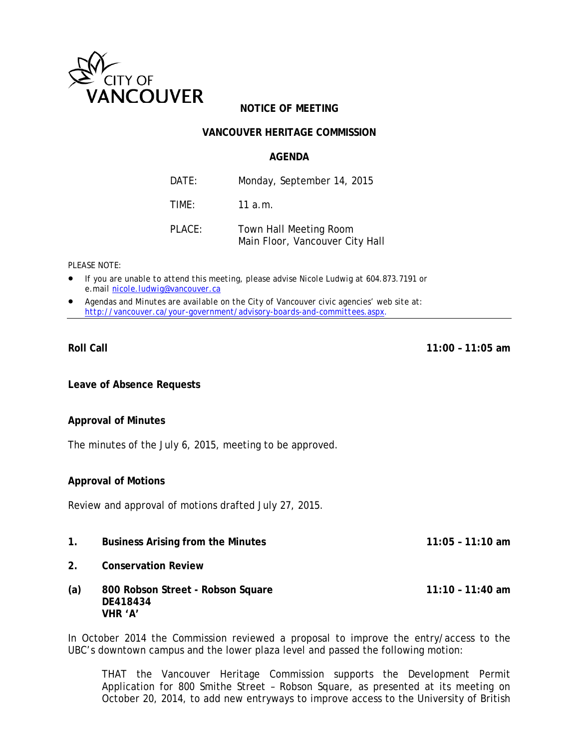CITY OF VANCOUVER

# NOTICE OF MEETING

## VANCOUVER HERITAGE COMMISSION

### AGENDA

| | |
|---|---|
| DATE: | Monday, September 14, 2015 |
| TIME: | 11 a.m. |
| PLACE: | Town Hall Meeting Room<br>Main Floor, Vancouver City Hall |

PLEASE NOTE:

- If you are unable to attend this meeting, please advise Nicole Ludwig at 604.873.7191 or e.mail nicole.ludwig@vancouver.ca
- Agendas and Minutes are available on the City of Vancouver civic agencies' web site at: http://vancouver.ca/your-government/advisory-boards-and-committees.aspx.

---

**Roll Call** **11:00 – 11:05 am**

**Leave of Absence Requests**

**Approval of Minutes**

The minutes of the July 6, 2015, meeting to be approved.

**Approval of Motions**

Review and approval of motions drafted July 27, 2015.

**1. Business Arising from the Minutes** **11:05 – 11:10 am**

**2. Conservation Review**

**(a) 800 Robson Street - Robson Square** **11:10 – 11:40 am**
**DE418434**
**VHR 'A'**

In October 2014 the Commission reviewed a proposal to improve the entry/access to the UBC's downtown campus and the lower plaza level and passed the following motion:

> THAT the Vancouver Heritage Commission supports the Development Permit Application for 800 Smithe Street – Robson Square, as presented at its meeting on October 20, 2014, to add new entryways to improve access to the University of British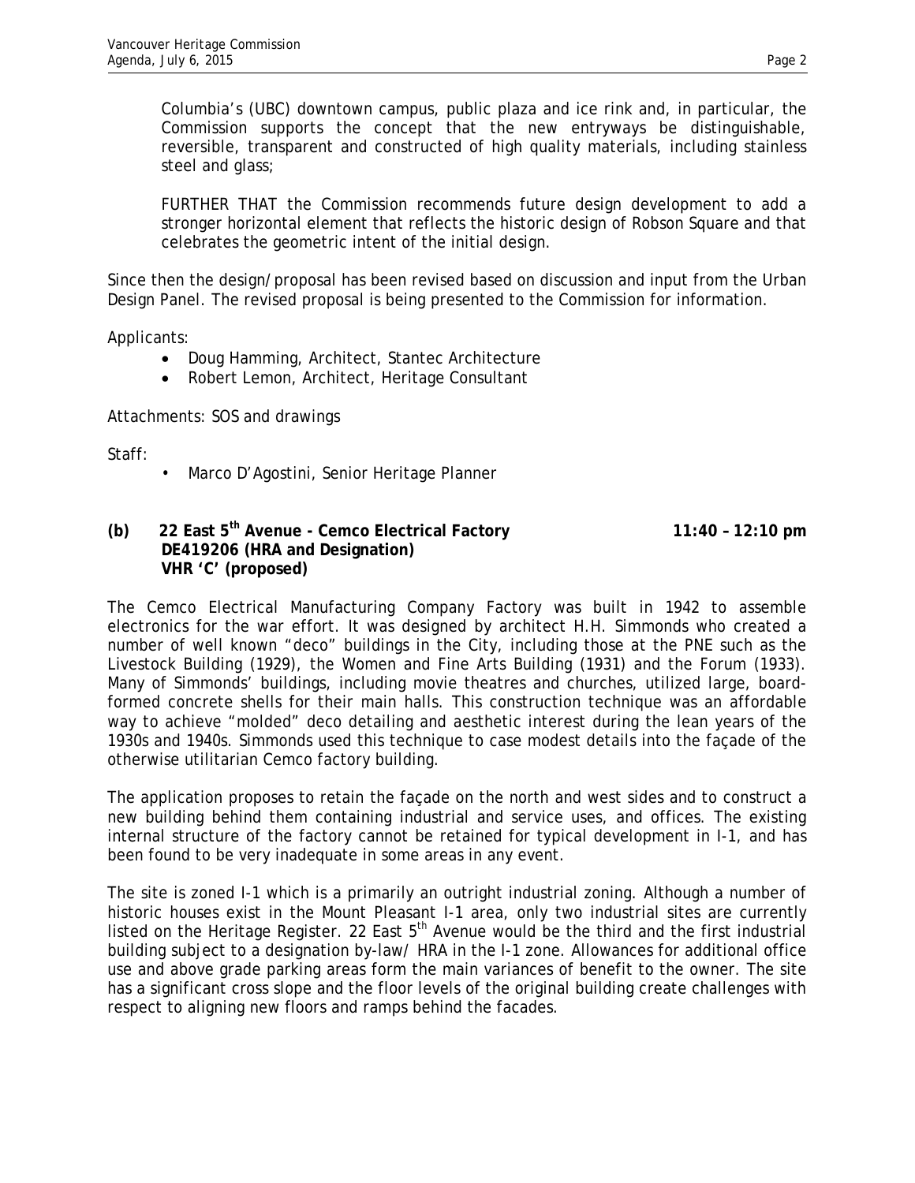Columbia's (UBC) downtown campus, public plaza and ice rink and, in particular, the Commission supports the concept that the new entryways be distinguishable, reversible, transparent and constructed of high quality materials, including stainless steel and glass;

FURTHER THAT the Commission recommends future design development to add a stronger horizontal element that reflects the historic design of Robson Square and that celebrates the geometric intent of the initial design.

Since then the design/proposal has been revised based on discussion and input from the Urban Design Panel. The revised proposal is being presented to the Commission for information.

Applicants:

- Doug Hamming, Architect, Stantec Architecture
- Robert Lemon, Architect, Heritage Consultant

Attachments: SOS and drawings

Staff:

- Marco D'Agostini, Senior Heritage Planner

**(b) 22 East 5th Avenue - Cemco Electrical Factory DE419206 (HRA and Designation) VHR 'C' (proposed)** **11:40 – 12:10 pm**

The Cemco Electrical Manufacturing Company Factory was built in 1942 to assemble electronics for the war effort. It was designed by architect H.H. Simmonds who created a number of well known "deco" buildings in the City, including those at the PNE such as the Livestock Building (1929), the Women and Fine Arts Building (1931) and the Forum (1933). Many of Simmonds' buildings, including movie theatres and churches, utilized large, board-formed concrete shells for their main halls. This construction technique was an affordable way to achieve "molded" deco detailing and aesthetic interest during the lean years of the 1930s and 1940s. Simmonds used this technique to case modest details into the façade of the otherwise utilitarian Cemco factory building.

The application proposes to retain the façade on the north and west sides and to construct a new building behind them containing industrial and service uses, and offices. The existing internal structure of the factory cannot be retained for typical development in I-1, and has been found to be very inadequate in some areas in any event.

The site is zoned I-1 which is a primarily an outright industrial zoning. Although a number of historic houses exist in the Mount Pleasant I-1 area, only two industrial sites are currently listed on the Heritage Register. 22 East 5th Avenue would be the third and the first industrial building subject to a designation by-law/ HRA in the I-1 zone. Allowances for additional office use and above grade parking areas form the main variances of benefit to the owner. The site has a significant cross slope and the floor levels of the original building create challenges with respect to aligning new floors and ramps behind the facades.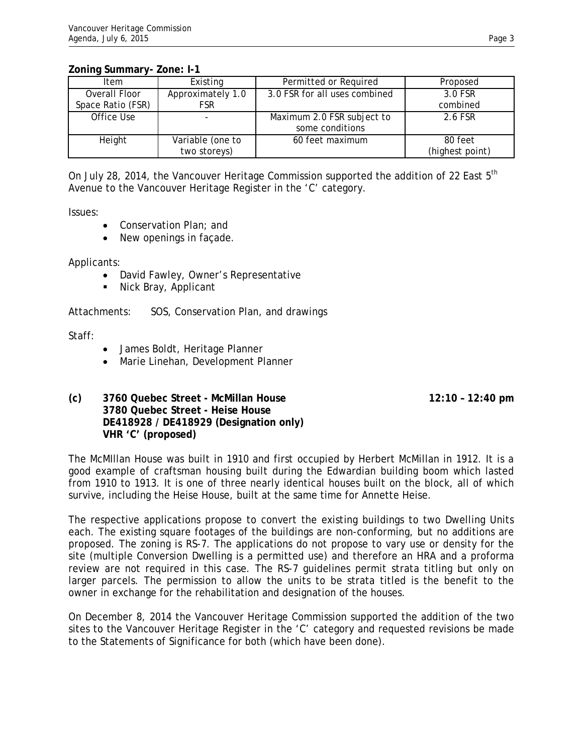**Zoning Summary- Zone: I-1**

| Item | Existing | Permitted or Required | Proposed |
|---|---|---|---|
| Overall Floor Space Ratio (FSR) | Approximately 1.0 FSR | 3.0 FSR for all uses combined | 3.0 FSR combined |
| Office Use | - | Maximum 2.0 FSR subject to some conditions | 2.6 FSR |
| Height | Variable (one to two storeys) | 60 feet maximum | 80 feet (highest point) |

On July 28, 2014, the Vancouver Heritage Commission supported the addition of 22 East 5th Avenue to the Vancouver Heritage Register in the 'C' category.

Issues:

- Conservation Plan; and
- New openings in façade.

Applicants:

- David Fawley, Owner's Representative
- Nick Bray, Applicant

Attachments: SOS, Conservation Plan, and drawings

Staff:

- James Boldt, Heritage Planner
- Marie Linehan, Development Planner

**(c) 3760 Quebec Street - McMillan House** **12:10 – 12:40 pm**
**3780 Quebec Street - Heise House**
**DE418928 / DE418929 (Designation only)**
**VHR 'C' (proposed)**

The McMIllan House was built in 1910 and first occupied by Herbert McMillan in 1912. It is a good example of craftsman housing built during the Edwardian building boom which lasted from 1910 to 1913. It is one of three nearly identical houses built on the block, all of which survive, including the Heise House, built at the same time for Annette Heise.

The respective applications propose to convert the existing buildings to two Dwelling Units each. The existing square footages of the buildings are non-conforming, but no additions are proposed. The zoning is RS-7. The applications do not propose to vary use or density for the site (multiple Conversion Dwelling is a permitted use) and therefore an HRA and a proforma review are not required in this case. The RS-7 guidelines permit strata titling but only on larger parcels. The permission to allow the units to be strata titled is the benefit to the owner in exchange for the rehabilitation and designation of the houses.

On December 8, 2014 the Vancouver Heritage Commission supported the addition of the two sites to the Vancouver Heritage Register in the 'C' category and requested revisions be made to the Statements of Significance for both (which have been done).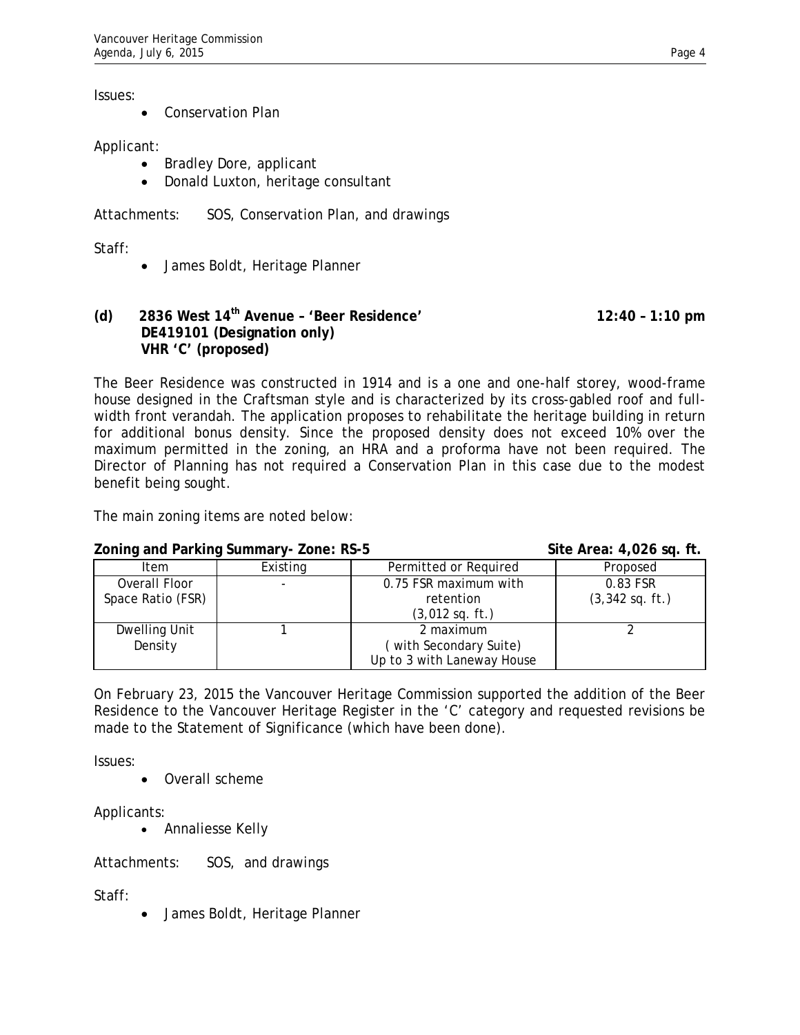Issues:

- Conservation Plan

Applicant:

- Bradley Dore, applicant
- Donald Luxton, heritage consultant

Attachments: SOS, Conservation Plan, and drawings

Staff:

- James Boldt, Heritage Planner

**(d) 2836 West 14th Avenue – 'Beer Residence' 12:40 – 1:10 pm**
**DE419101 (Designation only)**
**VHR 'C' (proposed)**

The Beer Residence was constructed in 1914 and is a one and one-half storey, wood-frame house designed in the Craftsman style and is characterized by its cross-gabled roof and full-width front verandah. The application proposes to rehabilitate the heritage building in return for additional bonus density. Since the proposed density does not exceed 10% over the maximum permitted in the zoning, an HRA and a proforma have not been required. The Director of Planning has not required a Conservation Plan in this case due to the modest benefit being sought.

The main zoning items are noted below:

**Zoning and Parking Summary- Zone: RS-5 Site Area: 4,026 sq. ft.**

| Item | Existing | Permitted or Required | Proposed |
|---|---|---|---|
| Overall Floor Space Ratio (FSR) | - | 0.75 FSR maximum with retention (3,012 sq. ft.) | 0.83 FSR (3,342 sq. ft.) |
| Dwelling Unit Density | 1 | 2 maximum ( with Secondary Suite) Up to 3 with Laneway House | 2 |

On February 23, 2015 the Vancouver Heritage Commission supported the addition of the Beer Residence to the Vancouver Heritage Register in the 'C' category and requested revisions be made to the Statement of Significance (which have been done).

Issues:

- Overall scheme

Applicants:

- Annaliesse Kelly

Attachments: SOS, and drawings

Staff:

- James Boldt, Heritage Planner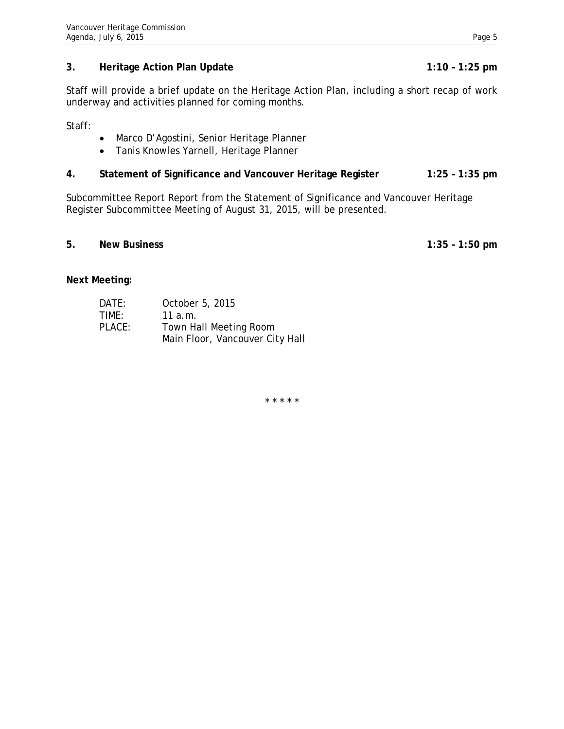### 3. Heritage Action Plan Update 1:10 – 1:25 pm

Staff will provide a brief update on the Heritage Action Plan, including a short recap of work underway and activities planned for coming months.

Staff:

- Marco D'Agostini, Senior Heritage Planner
- Tanis Knowles Yarnell, Heritage Planner

### 4. Statement of Significance and Vancouver Heritage Register 1:25 – 1:35 pm

Subcommittee Report Report from the Statement of Significance and Vancouver Heritage Register Subcommittee Meeting of August 31, 2015, will be presented.

### 5. New Business 1:35 – 1:50 pm

**Next Meeting:**

| | |
|---|---|
| DATE: | October 5, 2015 |
| TIME: | 11 a.m. |
| PLACE: | Town Hall Meeting Room<br>Main Floor, Vancouver City Hall |

\* \* \* \* \*